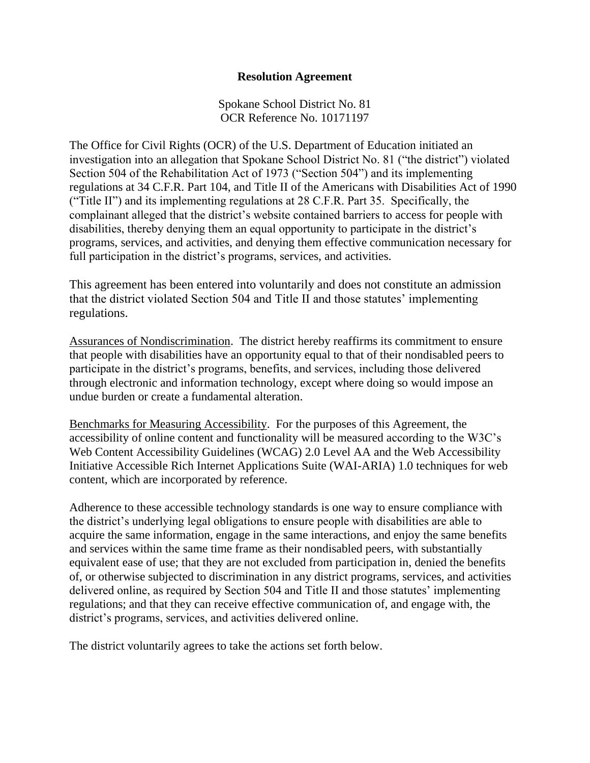# Resolution Agreement

Spokane School District No. 81
OCR Reference No. 10171197

The Office for Civil Rights (OCR) of the U.S. Department of Education initiated an investigation into an allegation that Spokane School District No. 81 ("the district") violated Section 504 of the Rehabilitation Act of 1973 ("Section 504") and its implementing regulations at 34 C.F.R. Part 104, and Title II of the Americans with Disabilities Act of 1990 ("Title II") and its implementing regulations at 28 C.F.R. Part 35. Specifically, the complainant alleged that the district's website contained barriers to access for people with disabilities, thereby denying them an equal opportunity to participate in the district's programs, services, and activities, and denying them effective communication necessary for full participation in the district's programs, services, and activities.

This agreement has been entered into voluntarily and does not constitute an admission that the district violated Section 504 and Title II and those statutes' implementing regulations.

Assurances of Nondiscrimination. The district hereby reaffirms its commitment to ensure that people with disabilities have an opportunity equal to that of their nondisabled peers to participate in the district's programs, benefits, and services, including those delivered through electronic and information technology, except where doing so would impose an undue burden or create a fundamental alteration.

Benchmarks for Measuring Accessibility. For the purposes of this Agreement, the accessibility of online content and functionality will be measured according to the W3C's Web Content Accessibility Guidelines (WCAG) 2.0 Level AA and the Web Accessibility Initiative Accessible Rich Internet Applications Suite (WAI-ARIA) 1.0 techniques for web content, which are incorporated by reference.

Adherence to these accessible technology standards is one way to ensure compliance with the district's underlying legal obligations to ensure people with disabilities are able to acquire the same information, engage in the same interactions, and enjoy the same benefits and services within the same time frame as their nondisabled peers, with substantially equivalent ease of use; that they are not excluded from participation in, denied the benefits of, or otherwise subjected to discrimination in any district programs, services, and activities delivered online, as required by Section 504 and Title II and those statutes' implementing regulations; and that they can receive effective communication of, and engage with, the district's programs, services, and activities delivered online.

The district voluntarily agrees to take the actions set forth below.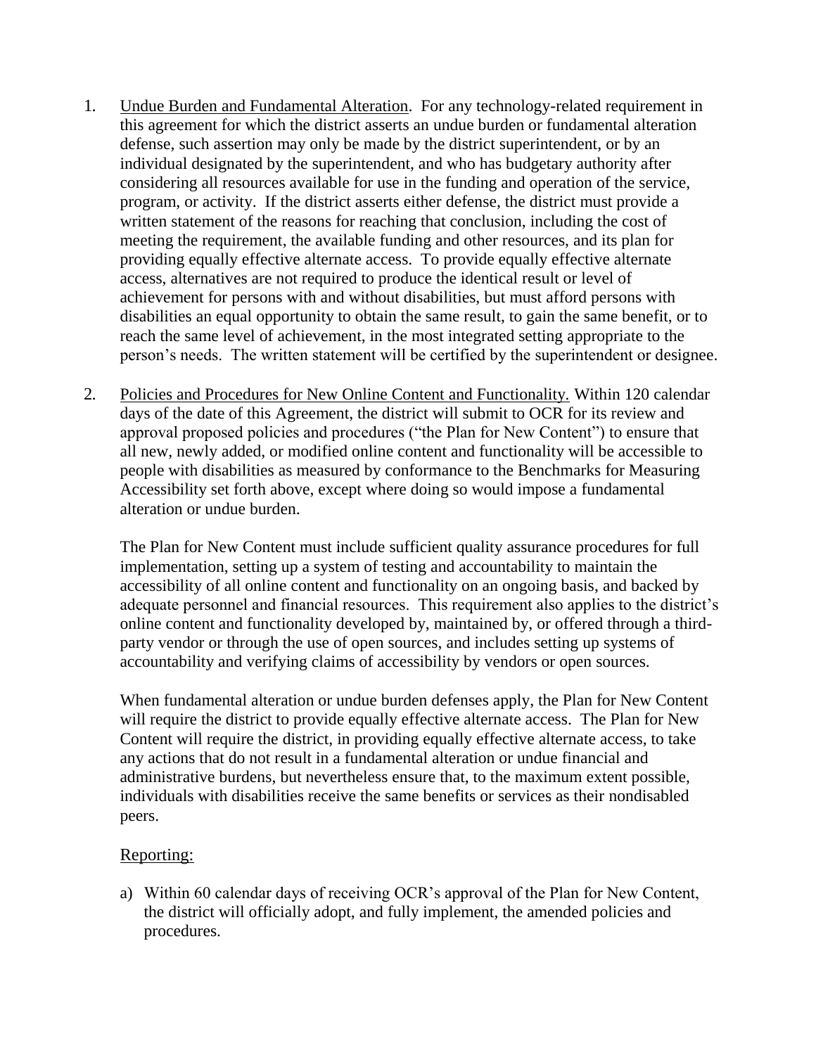1. <u>Undue Burden and Fundamental Alteration</u>. For any technology-related requirement in this agreement for which the district asserts an undue burden or fundamental alteration defense, such assertion may only be made by the district superintendent, or by an individual designated by the superintendent, and who has budgetary authority after considering all resources available for use in the funding and operation of the service, program, or activity. If the district asserts either defense, the district must provide a written statement of the reasons for reaching that conclusion, including the cost of meeting the requirement, the available funding and other resources, and its plan for providing equally effective alternate access. To provide equally effective alternate access, alternatives are not required to produce the identical result or level of achievement for persons with and without disabilities, but must afford persons with disabilities an equal opportunity to obtain the same result, to gain the same benefit, or to reach the same level of achievement, in the most integrated setting appropriate to the person's needs. The written statement will be certified by the superintendent or designee.

2. <u>Policies and Procedures for New Online Content and Functionality.</u> Within 120 calendar days of the date of this Agreement, the district will submit to OCR for its review and approval proposed policies and procedures ("the Plan for New Content") to ensure that all new, newly added, or modified online content and functionality will be accessible to people with disabilities as measured by conformance to the Benchmarks for Measuring Accessibility set forth above, except where doing so would impose a fundamental alteration or undue burden.

   The Plan for New Content must include sufficient quality assurance procedures for full implementation, setting up a system of testing and accountability to maintain the accessibility of all online content and functionality on an ongoing basis, and backed by adequate personnel and financial resources. This requirement also applies to the district's online content and functionality developed by, maintained by, or offered through a third-party vendor or through the use of open sources, and includes setting up systems of accountability and verifying claims of accessibility by vendors or open sources.

   When fundamental alteration or undue burden defenses apply, the Plan for New Content will require the district to provide equally effective alternate access. The Plan for New Content will require the district, in providing equally effective alternate access, to take any actions that do not result in a fundamental alteration or undue financial and administrative burdens, but nevertheless ensure that, to the maximum extent possible, individuals with disabilities receive the same benefits or services as their nondisabled peers.

   <u>Reporting:</u>

   a) Within 60 calendar days of receiving OCR's approval of the Plan for New Content, the district will officially adopt, and fully implement, the amended policies and procedures.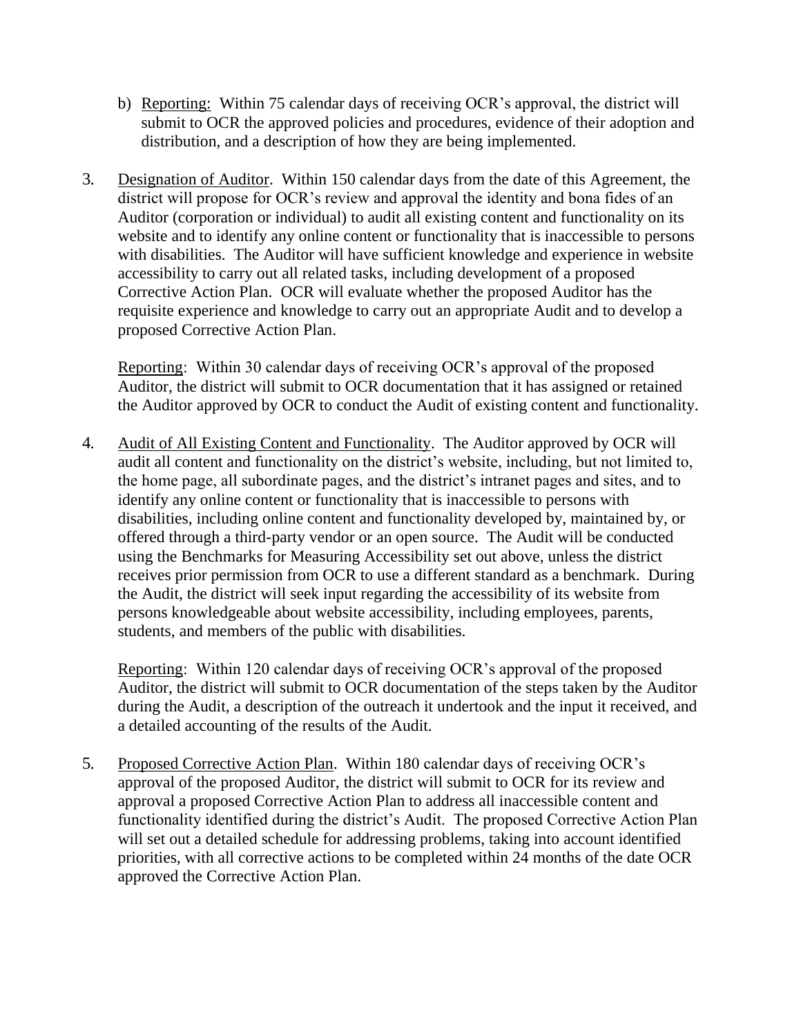b) Reporting: Within 75 calendar days of receiving OCR's approval, the district will submit to OCR the approved policies and procedures, evidence of their adoption and distribution, and a description of how they are being implemented.

3. Designation of Auditor. Within 150 calendar days from the date of this Agreement, the district will propose for OCR's review and approval the identity and bona fides of an Auditor (corporation or individual) to audit all existing content and functionality on its website and to identify any online content or functionality that is inaccessible to persons with disabilities. The Auditor will have sufficient knowledge and experience in website accessibility to carry out all related tasks, including development of a proposed Corrective Action Plan. OCR will evaluate whether the proposed Auditor has the requisite experience and knowledge to carry out an appropriate Audit and to develop a proposed Corrective Action Plan.

   Reporting: Within 30 calendar days of receiving OCR's approval of the proposed Auditor, the district will submit to OCR documentation that it has assigned or retained the Auditor approved by OCR to conduct the Audit of existing content and functionality.

4. Audit of All Existing Content and Functionality. The Auditor approved by OCR will audit all content and functionality on the district's website, including, but not limited to, the home page, all subordinate pages, and the district's intranet pages and sites, and to identify any online content or functionality that is inaccessible to persons with disabilities, including online content and functionality developed by, maintained by, or offered through a third-party vendor or an open source. The Audit will be conducted using the Benchmarks for Measuring Accessibility set out above, unless the district receives prior permission from OCR to use a different standard as a benchmark. During the Audit, the district will seek input regarding the accessibility of its website from persons knowledgeable about website accessibility, including employees, parents, students, and members of the public with disabilities.

   Reporting: Within 120 calendar days of receiving OCR's approval of the proposed Auditor, the district will submit to OCR documentation of the steps taken by the Auditor during the Audit, a description of the outreach it undertook and the input it received, and a detailed accounting of the results of the Audit.

5. Proposed Corrective Action Plan. Within 180 calendar days of receiving OCR's approval of the proposed Auditor, the district will submit to OCR for its review and approval a proposed Corrective Action Plan to address all inaccessible content and functionality identified during the district's Audit. The proposed Corrective Action Plan will set out a detailed schedule for addressing problems, taking into account identified priorities, with all corrective actions to be completed within 24 months of the date OCR approved the Corrective Action Plan.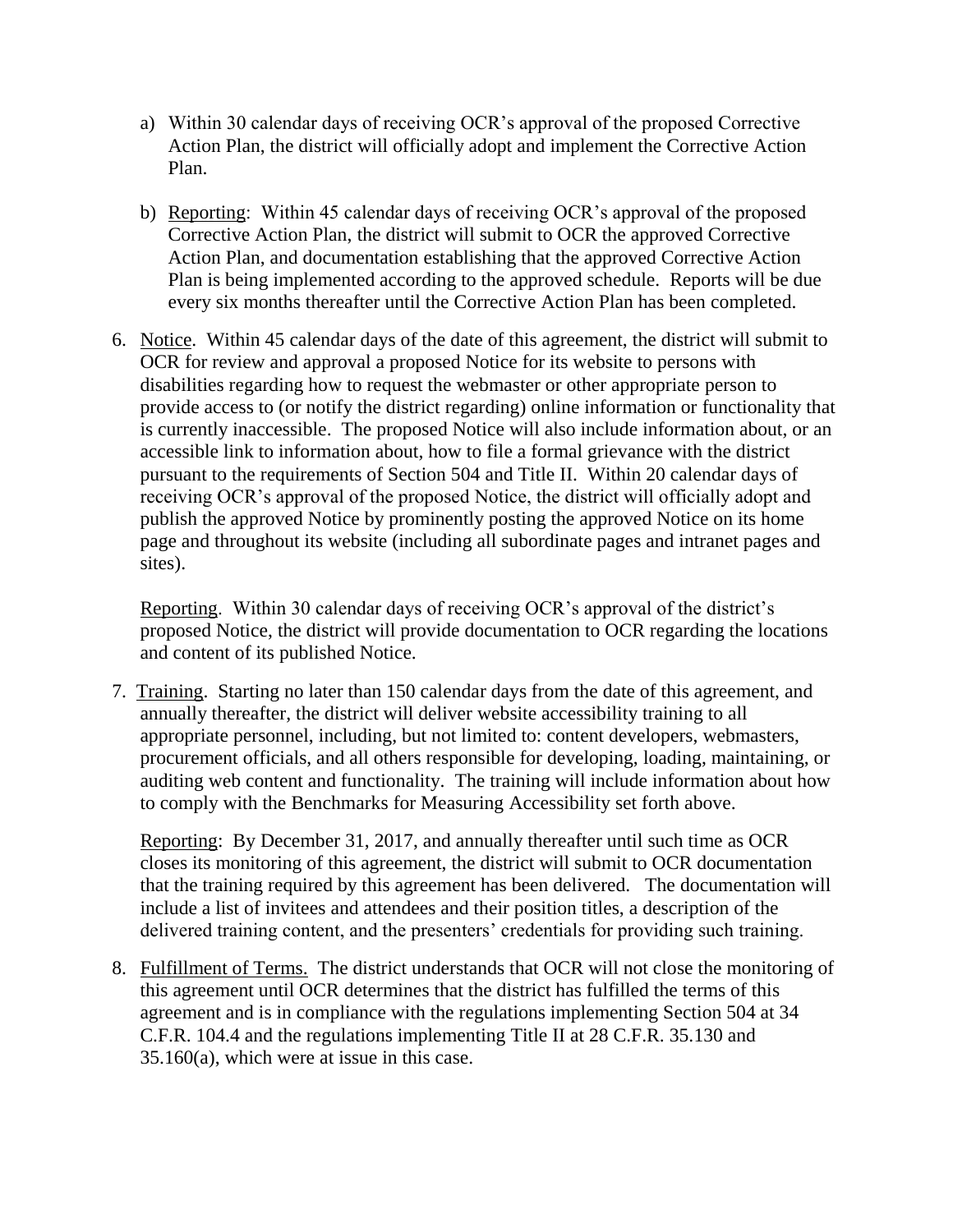a) Within 30 calendar days of receiving OCR's approval of the proposed Corrective Action Plan, the district will officially adopt and implement the Corrective Action Plan.

b) Reporting: Within 45 calendar days of receiving OCR's approval of the proposed Corrective Action Plan, the district will submit to OCR the approved Corrective Action Plan, and documentation establishing that the approved Corrective Action Plan is being implemented according to the approved schedule. Reports will be due every six months thereafter until the Corrective Action Plan has been completed.

6. Notice. Within 45 calendar days of the date of this agreement, the district will submit to OCR for review and approval a proposed Notice for its website to persons with disabilities regarding how to request the webmaster or other appropriate person to provide access to (or notify the district regarding) online information or functionality that is currently inaccessible. The proposed Notice will also include information about, or an accessible link to information about, how to file a formal grievance with the district pursuant to the requirements of Section 504 and Title II. Within 20 calendar days of receiving OCR's approval of the proposed Notice, the district will officially adopt and publish the approved Notice by prominently posting the approved Notice on its home page and throughout its website (including all subordinate pages and intranet pages and sites).

   Reporting. Within 30 calendar days of receiving OCR's approval of the district's proposed Notice, the district will provide documentation to OCR regarding the locations and content of its published Notice.

7. Training. Starting no later than 150 calendar days from the date of this agreement, and annually thereafter, the district will deliver website accessibility training to all appropriate personnel, including, but not limited to: content developers, webmasters, procurement officials, and all others responsible for developing, loading, maintaining, or auditing web content and functionality. The training will include information about how to comply with the Benchmarks for Measuring Accessibility set forth above.

   Reporting: By December 31, 2017, and annually thereafter until such time as OCR closes its monitoring of this agreement, the district will submit to OCR documentation that the training required by this agreement has been delivered. The documentation will include a list of invitees and attendees and their position titles, a description of the delivered training content, and the presenters' credentials for providing such training.

8. Fulfillment of Terms. The district understands that OCR will not close the monitoring of this agreement until OCR determines that the district has fulfilled the terms of this agreement and is in compliance with the regulations implementing Section 504 at 34 C.F.R. 104.4 and the regulations implementing Title II at 28 C.F.R. 35.130 and 35.160(a), which were at issue in this case.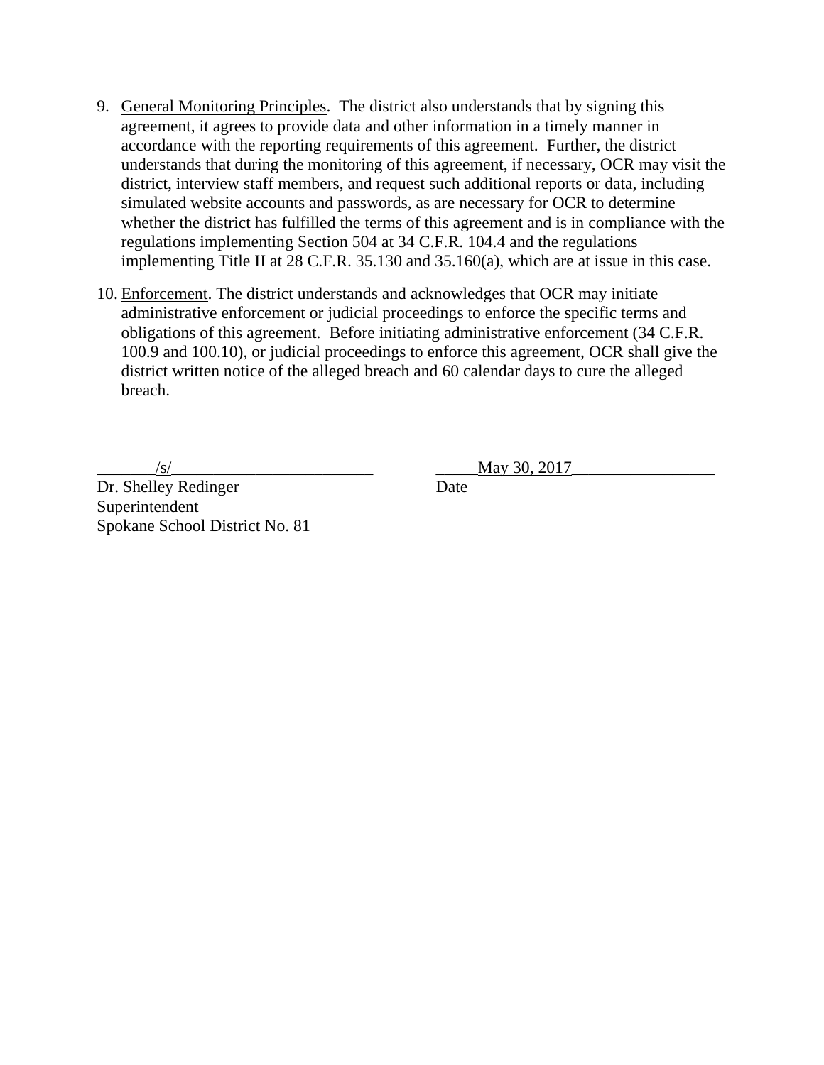9. General Monitoring Principles. The district also understands that by signing this agreement, it agrees to provide data and other information in a timely manner in accordance with the reporting requirements of this agreement. Further, the district understands that during the monitoring of this agreement, if necessary, OCR may visit the district, interview staff members, and request such additional reports or data, including simulated website accounts and passwords, as are necessary for OCR to determine whether the district has fulfilled the terms of this agreement and is in compliance with the regulations implementing Section 504 at 34 C.F.R. 104.4 and the regulations implementing Title II at 28 C.F.R. 35.130 and 35.160(a), which are at issue in this case.

10. Enforcement. The district understands and acknowledges that OCR may initiate administrative enforcement or judicial proceedings to enforce the specific terms and obligations of this agreement. Before initiating administrative enforcement (34 C.F.R. 100.9 and 100.10), or judicial proceedings to enforce this agreement, OCR shall give the district written notice of the alleged breach and 60 calendar days to cure the alleged breach.

/s/

Dr. Shelley Redinger
Superintendent
Spokane School District No. 81

May 30, 2017

Date